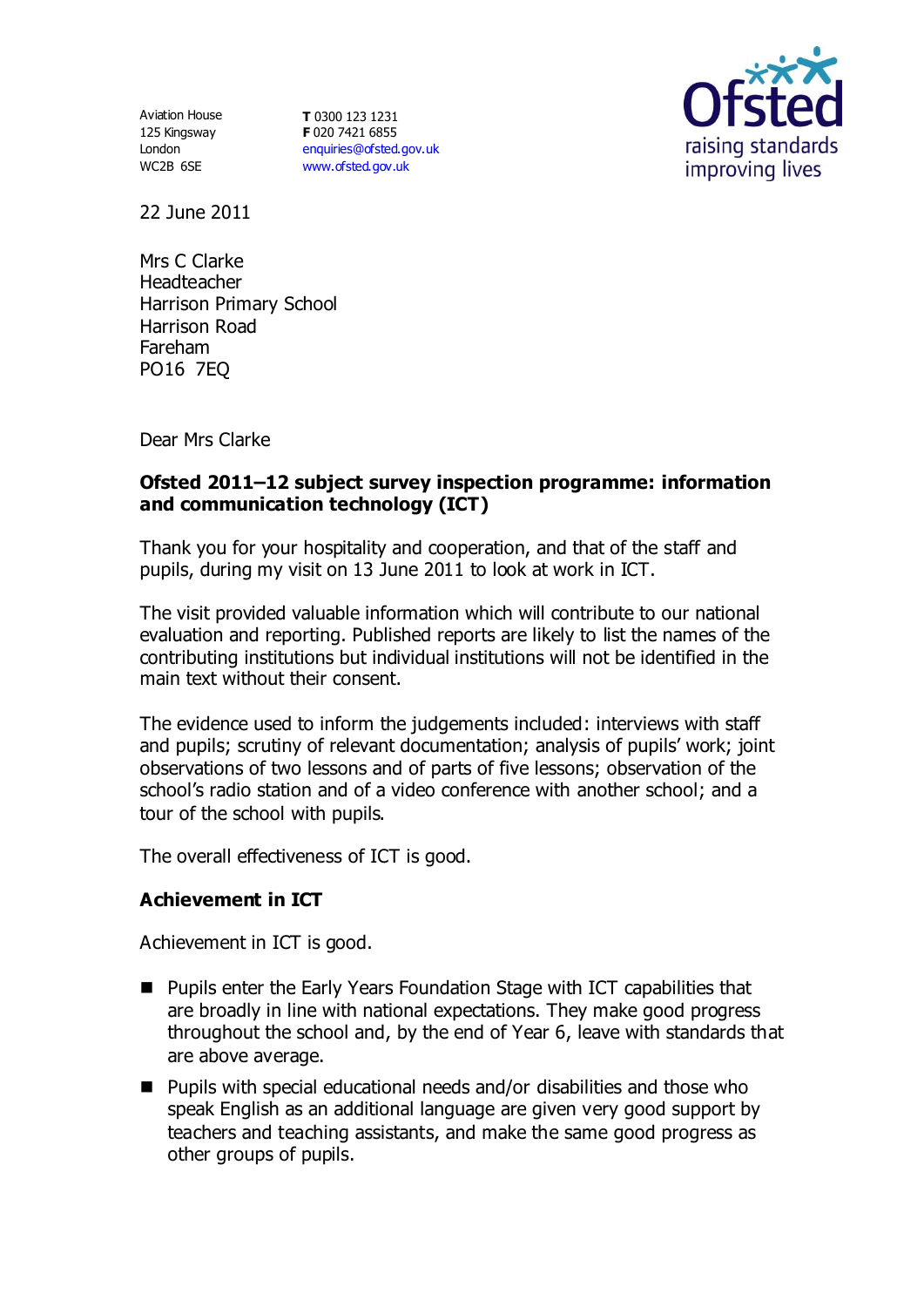Aviation House
125 Kingsway
London
WC2B 6SE

**T** 0300 123 1231
**F** 020 7421 6855
enquiries@ofsted.gov.uk
www.ofsted.gov.uk

Ofsted
raising standards
improving lives

22 June 2011

Mrs C Clarke
Headteacher
Harrison Primary School
Harrison Road
Fareham
PO16 7EQ

Dear Mrs Clarke

**Ofsted 2011–12 subject survey inspection programme: information and communication technology (ICT)**

Thank you for your hospitality and cooperation, and that of the staff and pupils, during my visit on 13 June 2011 to look at work in ICT.

The visit provided valuable information which will contribute to our national evaluation and reporting. Published reports are likely to list the names of the contributing institutions but individual institutions will not be identified in the main text without their consent.

The evidence used to inform the judgements included: interviews with staff and pupils; scrutiny of relevant documentation; analysis of pupils' work; joint observations of two lessons and of parts of five lessons; observation of the school's radio station and of a video conference with another school; and a tour of the school with pupils.

The overall effectiveness of ICT is good.

## Achievement in ICT

Achievement in ICT is good.

- Pupils enter the Early Years Foundation Stage with ICT capabilities that are broadly in line with national expectations. They make good progress throughout the school and, by the end of Year 6, leave with standards that are above average.
- Pupils with special educational needs and/or disabilities and those who speak English as an additional language are given very good support by teachers and teaching assistants, and make the same good progress as other groups of pupils.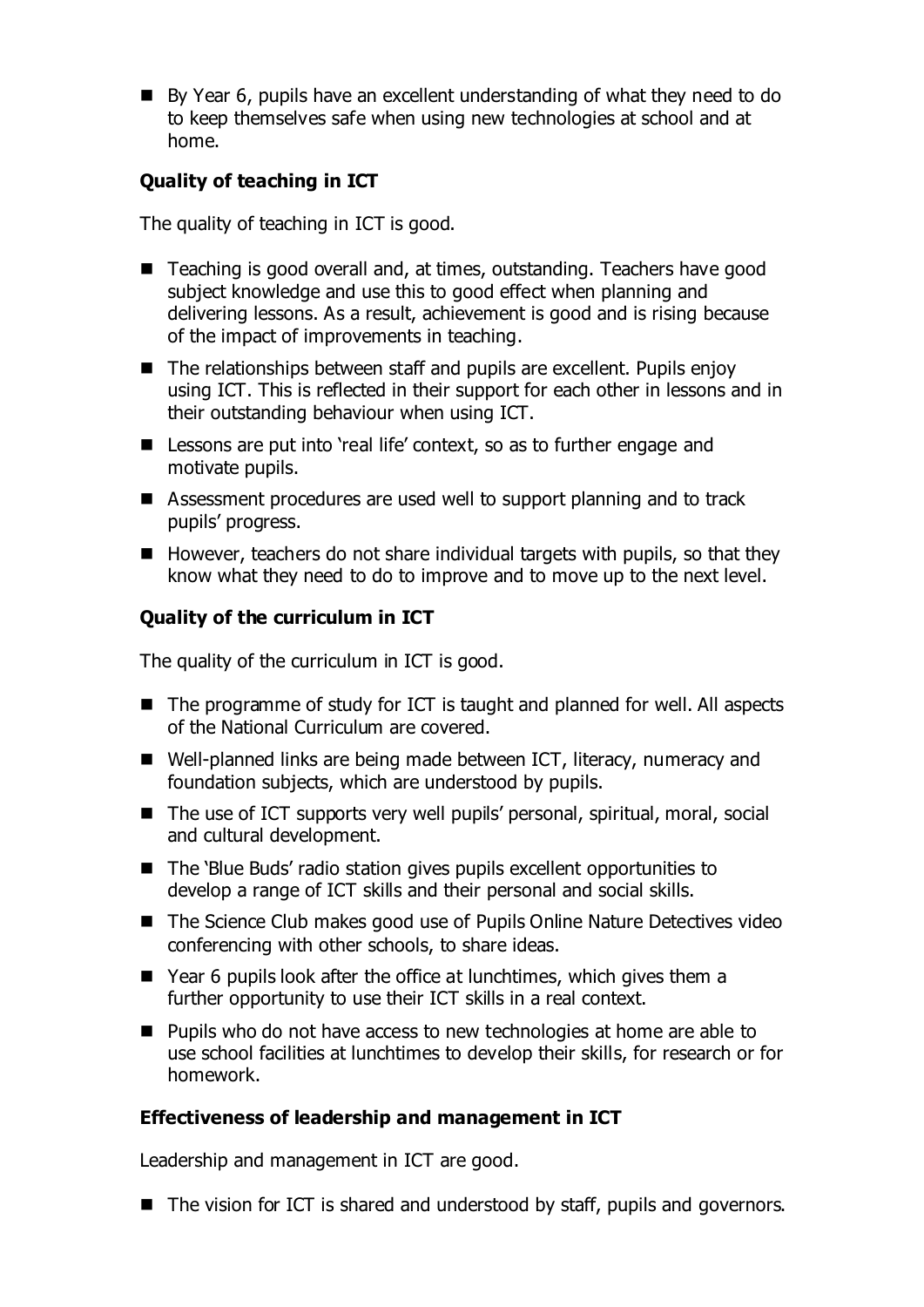- By Year 6, pupils have an excellent understanding of what they need to do to keep themselves safe when using new technologies at school and at home.

**Quality of teaching in ICT**

The quality of teaching in ICT is good.

- Teaching is good overall and, at times, outstanding. Teachers have good subject knowledge and use this to good effect when planning and delivering lessons. As a result, achievement is good and is rising because of the impact of improvements in teaching.
- The relationships between staff and pupils are excellent. Pupils enjoy using ICT. This is reflected in their support for each other in lessons and in their outstanding behaviour when using ICT.
- Lessons are put into 'real life' context, so as to further engage and motivate pupils.
- Assessment procedures are used well to support planning and to track pupils' progress.
- However, teachers do not share individual targets with pupils, so that they know what they need to do to improve and to move up to the next level.

**Quality of the curriculum in ICT**

The quality of the curriculum in ICT is good.

- The programme of study for ICT is taught and planned for well. All aspects of the National Curriculum are covered.
- Well-planned links are being made between ICT, literacy, numeracy and foundation subjects, which are understood by pupils.
- The use of ICT supports very well pupils' personal, spiritual, moral, social and cultural development.
- The 'Blue Buds' radio station gives pupils excellent opportunities to develop a range of ICT skills and their personal and social skills.
- The Science Club makes good use of Pupils Online Nature Detectives video conferencing with other schools, to share ideas.
- Year 6 pupils look after the office at lunchtimes, which gives them a further opportunity to use their ICT skills in a real context.
- Pupils who do not have access to new technologies at home are able to use school facilities at lunchtimes to develop their skills, for research or for homework.

**Effectiveness of leadership and management in ICT**

Leadership and management in ICT are good.

- The vision for ICT is shared and understood by staff, pupils and governors.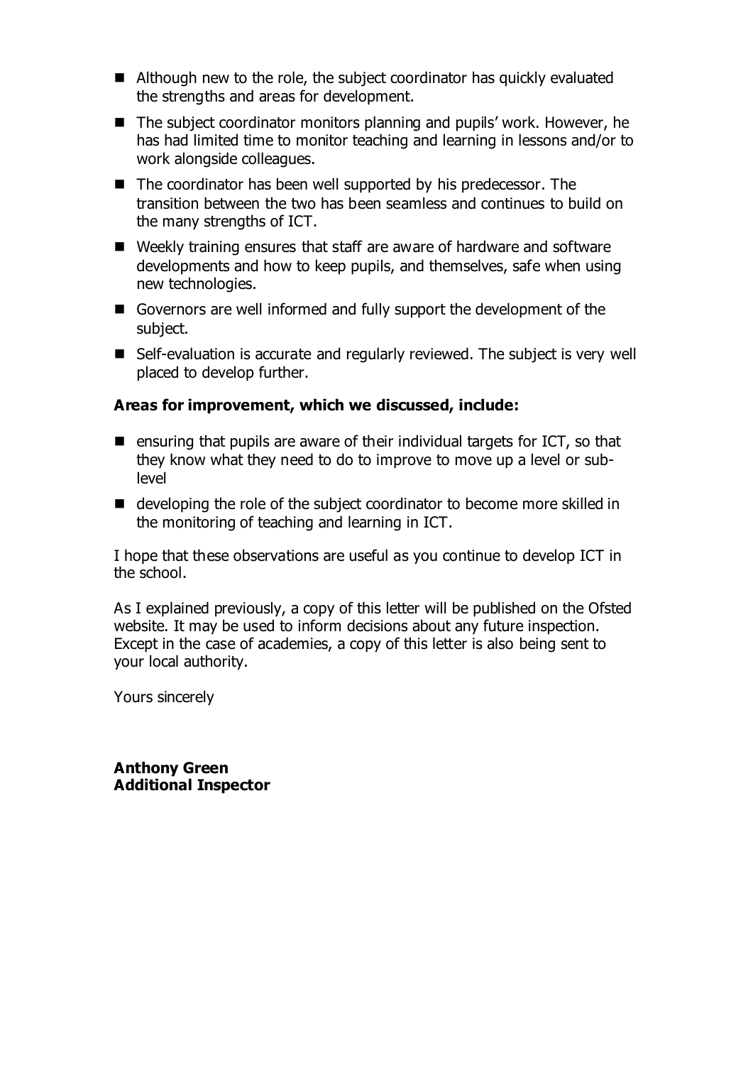- Although new to the role, the subject coordinator has quickly evaluated the strengths and areas for development.
- The subject coordinator monitors planning and pupils' work. However, he has had limited time to monitor teaching and learning in lessons and/or to work alongside colleagues.
- The coordinator has been well supported by his predecessor. The transition between the two has been seamless and continues to build on the many strengths of ICT.
- Weekly training ensures that staff are aware of hardware and software developments and how to keep pupils, and themselves, safe when using new technologies.
- Governors are well informed and fully support the development of the subject.
- Self-evaluation is accurate and regularly reviewed. The subject is very well placed to develop further.

**Areas for improvement, which we discussed, include:**

- ensuring that pupils are aware of their individual targets for ICT, so that they know what they need to do to improve to move up a level or sub-level
- developing the role of the subject coordinator to become more skilled in the monitoring of teaching and learning in ICT.

I hope that these observations are useful as you continue to develop ICT in the school.

As I explained previously, a copy of this letter will be published on the Ofsted website. It may be used to inform decisions about any future inspection. Except in the case of academies, a copy of this letter is also being sent to your local authority.

Yours sincerely

**Anthony Green**
**Additional Inspector**